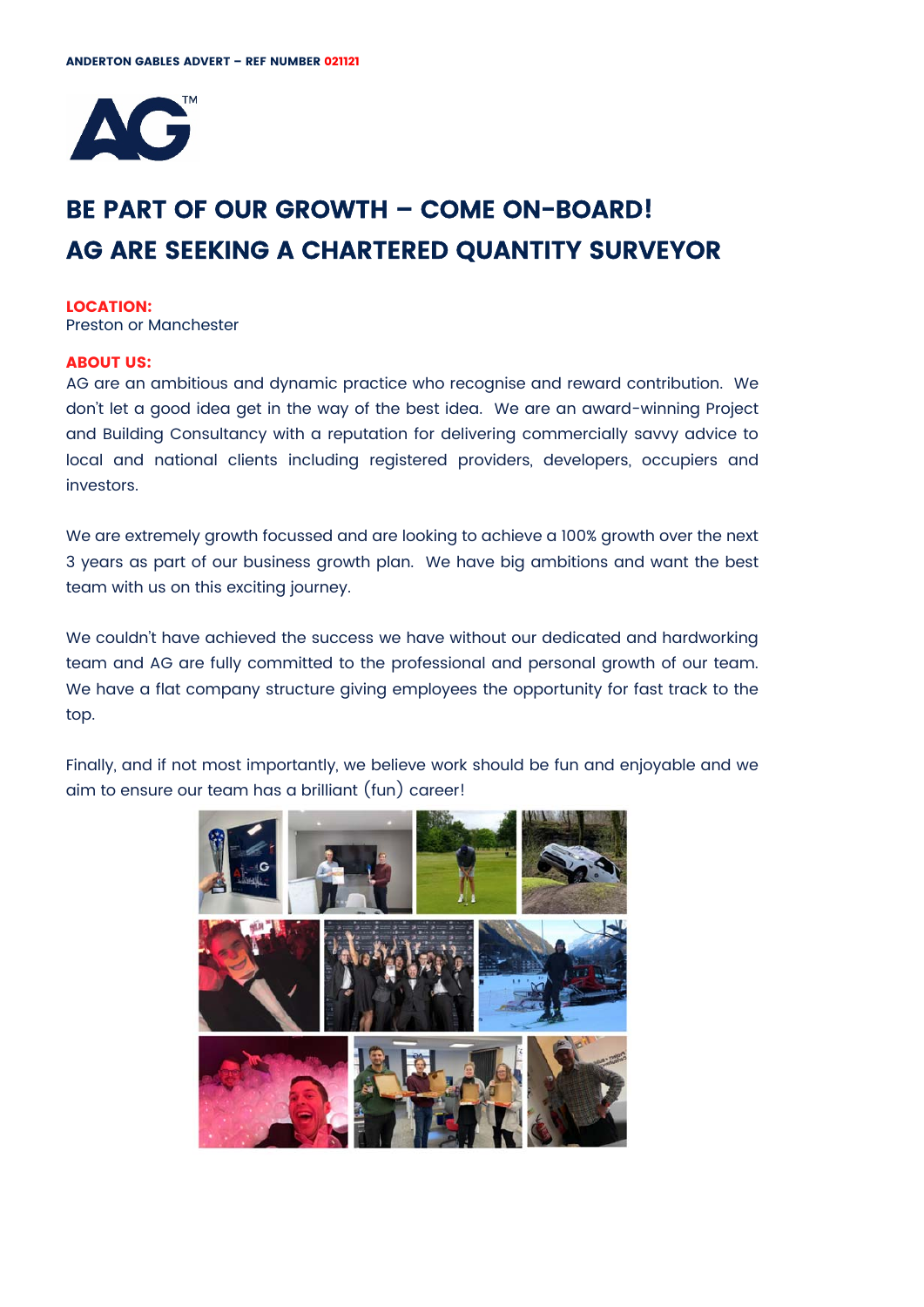ANDERTON GABLES ADVERT – REF NUMBER 021121

# BE PART OF OUR GROWTH – COME ON-BOARD!
# AG ARE SEEKING A CHARTERED QUANTITY SURVEYOR

**LOCATION:**
Preston or Manchester

**ABOUT US:**
AG are an ambitious and dynamic practice who recognise and reward contribution. We don't let a good idea get in the way of the best idea. We are an award-winning Project and Building Consultancy with a reputation for delivering commercially savvy advice to local and national clients including registered providers, developers, occupiers and investors.

We are extremely growth focussed and are looking to achieve a 100% growth over the next 3 years as part of our business growth plan. We have big ambitions and want the best team with us on this exciting journey.

We couldn't have achieved the success we have without our dedicated and hardworking team and AG are fully committed to the professional and personal growth of our team. We have a flat company structure giving employees the opportunity for fast track to the top.

Finally, and if not most importantly, we believe work should be fun and enjoyable and we aim to ensure our team has a brilliant (fun) career!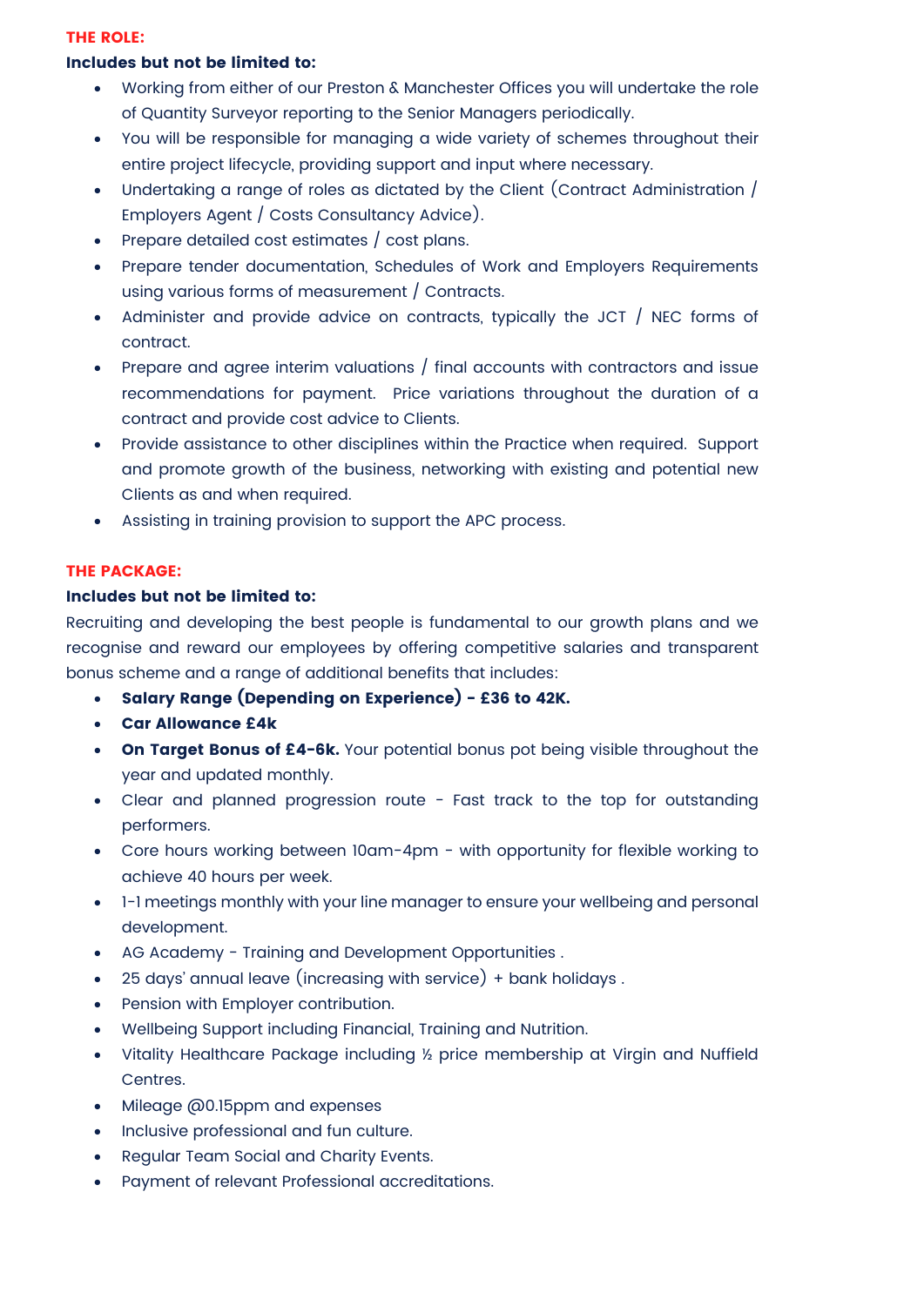## THE ROLE:

**Includes but not be limited to:**

- Working from either of our Preston & Manchester Offices you will undertake the role of Quantity Surveyor reporting to the Senior Managers periodically.
- You will be responsible for managing a wide variety of schemes throughout their entire project lifecycle, providing support and input where necessary.
- Undertaking a range of roles as dictated by the Client (Contract Administration / Employers Agent / Costs Consultancy Advice).
- Prepare detailed cost estimates / cost plans.
- Prepare tender documentation, Schedules of Work and Employers Requirements using various forms of measurement / Contracts.
- Administer and provide advice on contracts, typically the JCT / NEC forms of contract.
- Prepare and agree interim valuations / final accounts with contractors and issue recommendations for payment. Price variations throughout the duration of a contract and provide cost advice to Clients.
- Provide assistance to other disciplines within the Practice when required. Support and promote growth of the business, networking with existing and potential new Clients as and when required.
- Assisting in training provision to support the APC process.

## THE PACKAGE:

**Includes but not be limited to:**

Recruiting and developing the best people is fundamental to our growth plans and we recognise and reward our employees by offering competitive salaries and transparent bonus scheme and a range of additional benefits that includes:

- **Salary Range (Depending on Experience) - £36 to 42K.**
- **Car Allowance £4k**
- **On Target Bonus of £4-6k.** Your potential bonus pot being visible throughout the year and updated monthly.
- Clear and planned progression route - Fast track to the top for outstanding performers.
- Core hours working between 10am-4pm - with opportunity for flexible working to achieve 40 hours per week.
- 1-1 meetings monthly with your line manager to ensure your wellbeing and personal development.
- AG Academy - Training and Development Opportunities .
- 25 days' annual leave (increasing with service) + bank holidays .
- Pension with Employer contribution.
- Wellbeing Support including Financial, Training and Nutrition.
- Vitality Healthcare Package including ½ price membership at Virgin and Nuffield Centres.
- Mileage @0.15ppm and expenses
- Inclusive professional and fun culture.
- Regular Team Social and Charity Events.
- Payment of relevant Professional accreditations.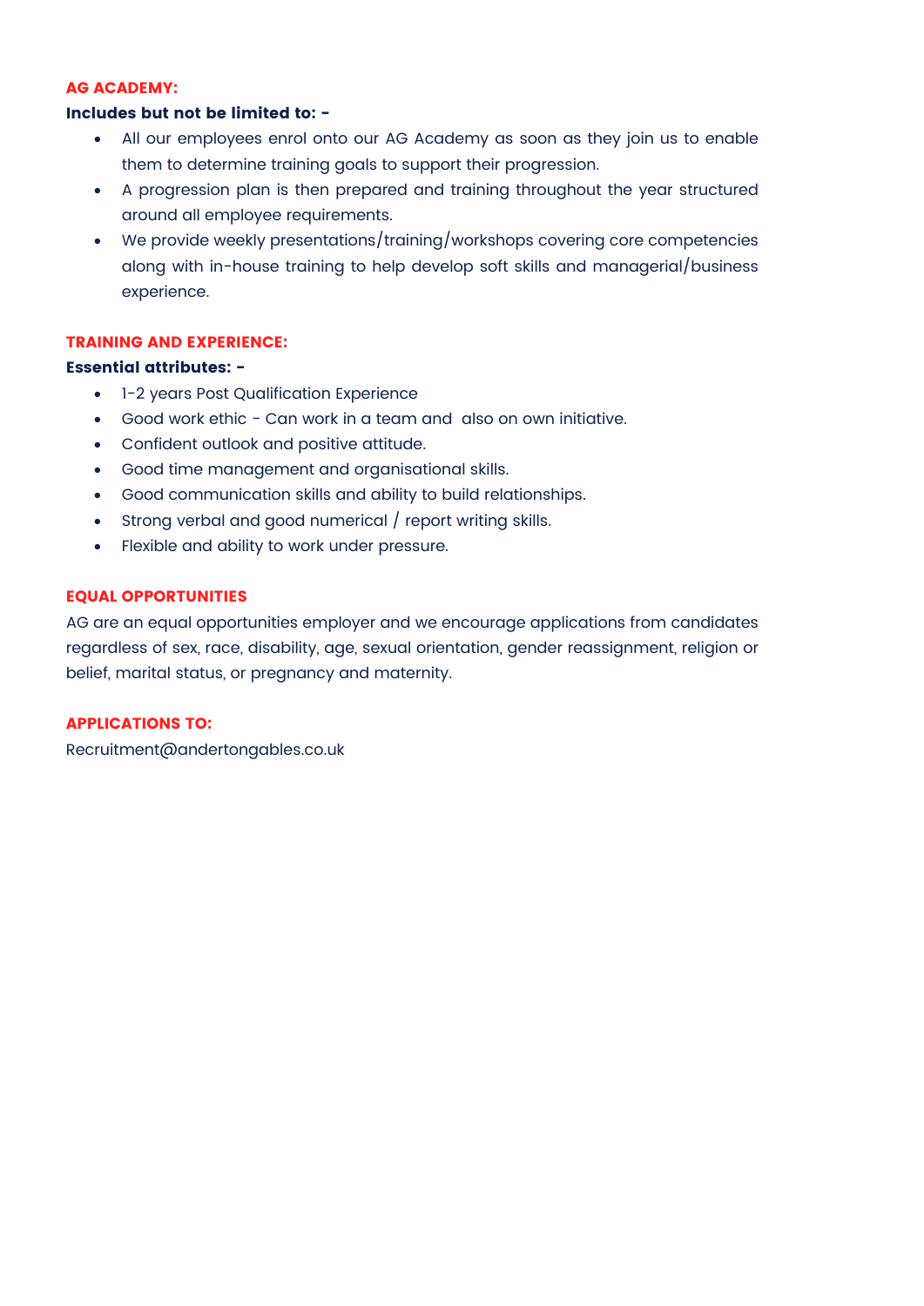## AG ACADEMY:

**Includes but not be limited to: -**

- All our employees enrol onto our AG Academy as soon as they join us to enable them to determine training goals to support their progression.
- A progression plan is then prepared and training throughout the year structured around all employee requirements.
- We provide weekly presentations/training/workshops covering core competencies along with in-house training to help develop soft skills and managerial/business experience.

## TRAINING AND EXPERIENCE:

**Essential attributes: -**

- 1-2 years Post Qualification Experience
- Good work ethic - Can work in a team and also on own initiative.
- Confident outlook and positive attitude.
- Good time management and organisational skills.
- Good communication skills and ability to build relationships.
- Strong verbal and good numerical / report writing skills.
- Flexible and ability to work under pressure.

## EQUAL OPPORTUNITIES

AG are an equal opportunities employer and we encourage applications from candidates regardless of sex, race, disability, age, sexual orientation, gender reassignment, religion or belief, marital status, or pregnancy and maternity.

## APPLICATIONS TO:

Recruitment@andertongables.co.uk